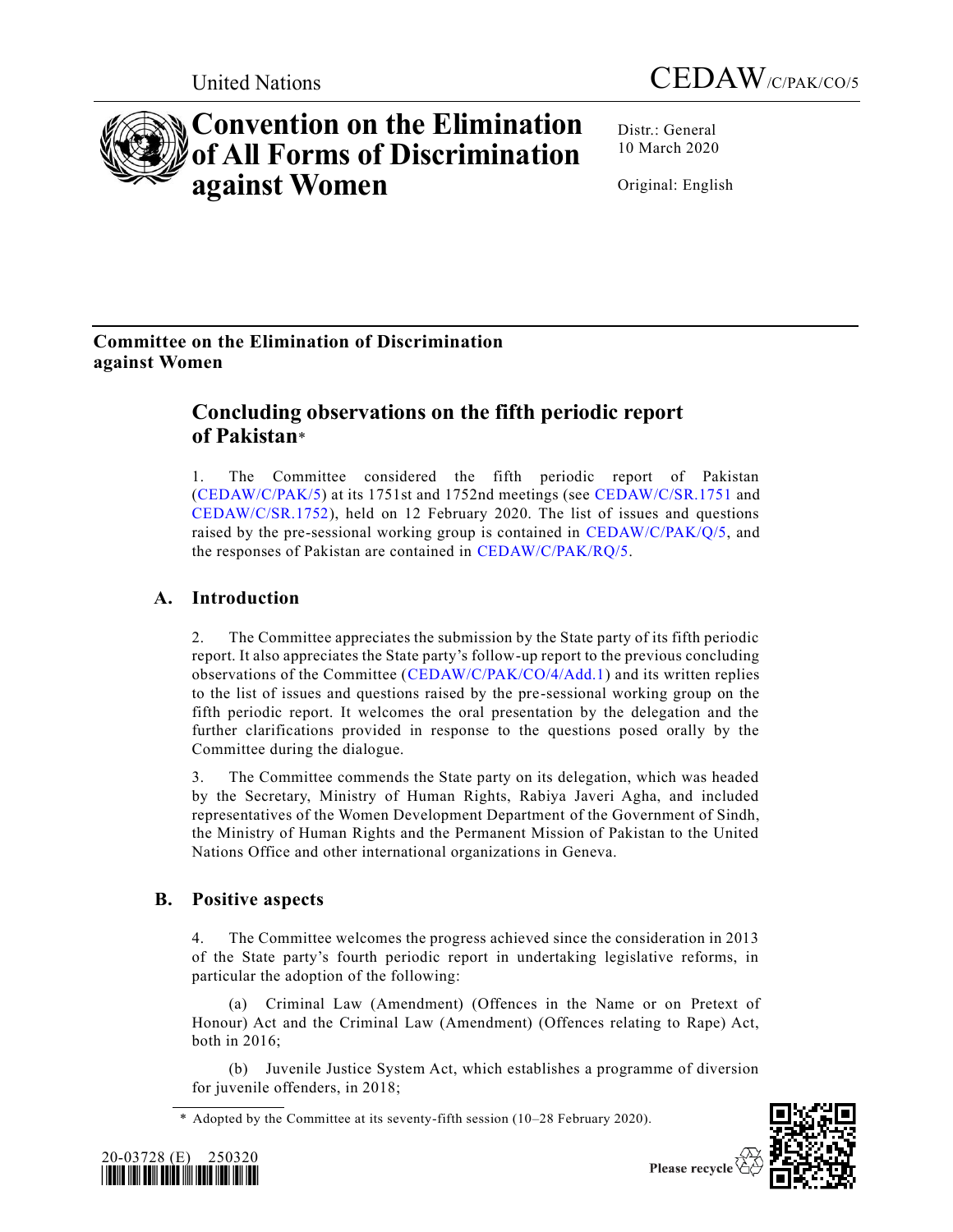United Nations

CEDAW/C/PAK/CO/5

# Convention on the Elimination of All Forms of Discrimination against Women

Distr.: General
10 March 2020

Original: English

**Committee on the Elimination of Discrimination against Women**

## Concluding observations on the fifth periodic report of Pakistan*

1. The Committee considered the fifth periodic report of Pakistan (CEDAW/C/PAK/5) at its 1751st and 1752nd meetings (see CEDAW/C/SR.1751 and CEDAW/C/SR.1752), held on 12 February 2020. The list of issues and questions raised by the pre-sessional working group is contained in CEDAW/C/PAK/Q/5, and the responses of Pakistan are contained in CEDAW/C/PAK/RQ/5.

### A. Introduction

2. The Committee appreciates the submission by the State party of its fifth periodic report. It also appreciates the State party's follow-up report to the previous concluding observations of the Committee (CEDAW/C/PAK/CO/4/Add.1) and its written replies to the list of issues and questions raised by the pre-sessional working group on the fifth periodic report. It welcomes the oral presentation by the delegation and the further clarifications provided in response to the questions posed orally by the Committee during the dialogue.

3. The Committee commends the State party on its delegation, which was headed by the Secretary, Ministry of Human Rights, Rabiya Javeri Agha, and included representatives of the Women Development Department of the Government of Sindh, the Ministry of Human Rights and the Permanent Mission of Pakistan to the United Nations Office and other international organizations in Geneva.

### B. Positive aspects

4. The Committee welcomes the progress achieved since the consideration in 2013 of the State party's fourth periodic report in undertaking legislative reforms, in particular the adoption of the following:

(a) Criminal Law (Amendment) (Offences in the Name or on Pretext of Honour) Act and the Criminal Law (Amendment) (Offences relating to Rape) Act, both in 2016;

(b) Juvenile Justice System Act, which establishes a programme of diversion for juvenile offenders, in 2018;

\* Adopted by the Committee at its seventy-fifth session (10–28 February 2020).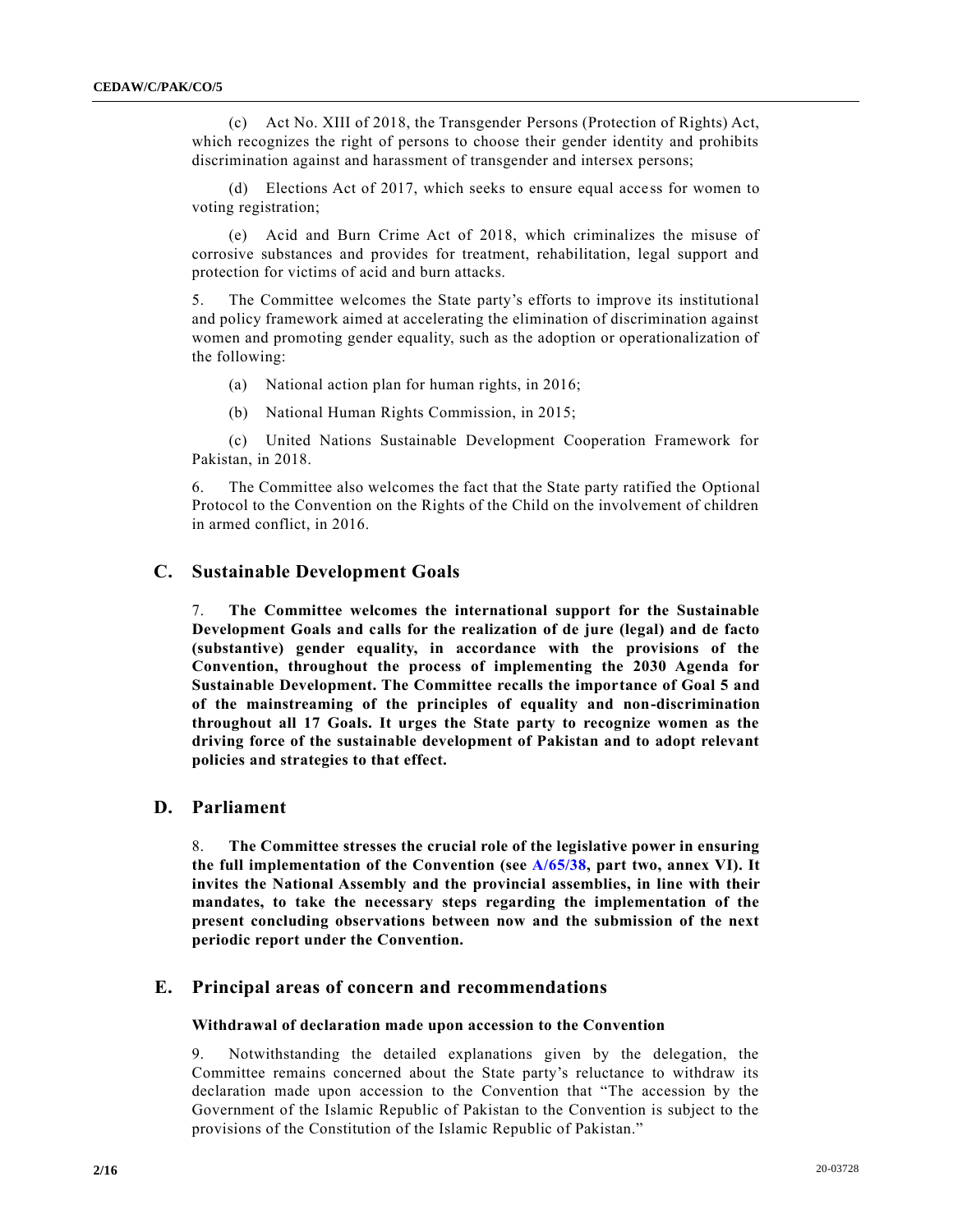(c) Act No. XIII of 2018, the Transgender Persons (Protection of Rights) Act, which recognizes the right of persons to choose their gender identity and prohibits discrimination against and harassment of transgender and intersex persons;

(d) Elections Act of 2017, which seeks to ensure equal access for women to voting registration;

(e) Acid and Burn Crime Act of 2018, which criminalizes the misuse of corrosive substances and provides for treatment, rehabilitation, legal support and protection for victims of acid and burn attacks.

5. The Committee welcomes the State party's efforts to improve its institutional and policy framework aimed at accelerating the elimination of discrimination against women and promoting gender equality, such as the adoption or operationalization of the following:

(a) National action plan for human rights, in 2016;

(b) National Human Rights Commission, in 2015;

(c) United Nations Sustainable Development Cooperation Framework for Pakistan, in 2018.

6. The Committee also welcomes the fact that the State party ratified the Optional Protocol to the Convention on the Rights of the Child on the involvement of children in armed conflict, in 2016.

## C. Sustainable Development Goals

7. **The Committee welcomes the international support for the Sustainable Development Goals and calls for the realization of de jure (legal) and de facto (substantive) gender equality, in accordance with the provisions of the Convention, throughout the process of implementing the 2030 Agenda for Sustainable Development. The Committee recalls the importance of Goal 5 and of the mainstreaming of the principles of equality and non-discrimination throughout all 17 Goals. It urges the State party to recognize women as the driving force of the sustainable development of Pakistan and to adopt relevant policies and strategies to that effect.**

## D. Parliament

8. **The Committee stresses the crucial role of the legislative power in ensuring the full implementation of the Convention (see A/65/38, part two, annex VI). It invites the National Assembly and the provincial assemblies, in line with their mandates, to take the necessary steps regarding the implementation of the present concluding observations between now and the submission of the next periodic report under the Convention.**

## E. Principal areas of concern and recommendations

### Withdrawal of declaration made upon accession to the Convention

9. Notwithstanding the detailed explanations given by the delegation, the Committee remains concerned about the State party's reluctance to withdraw its declaration made upon accession to the Convention that "The accession by the Government of the Islamic Republic of Pakistan to the Convention is subject to the provisions of the Constitution of the Islamic Republic of Pakistan."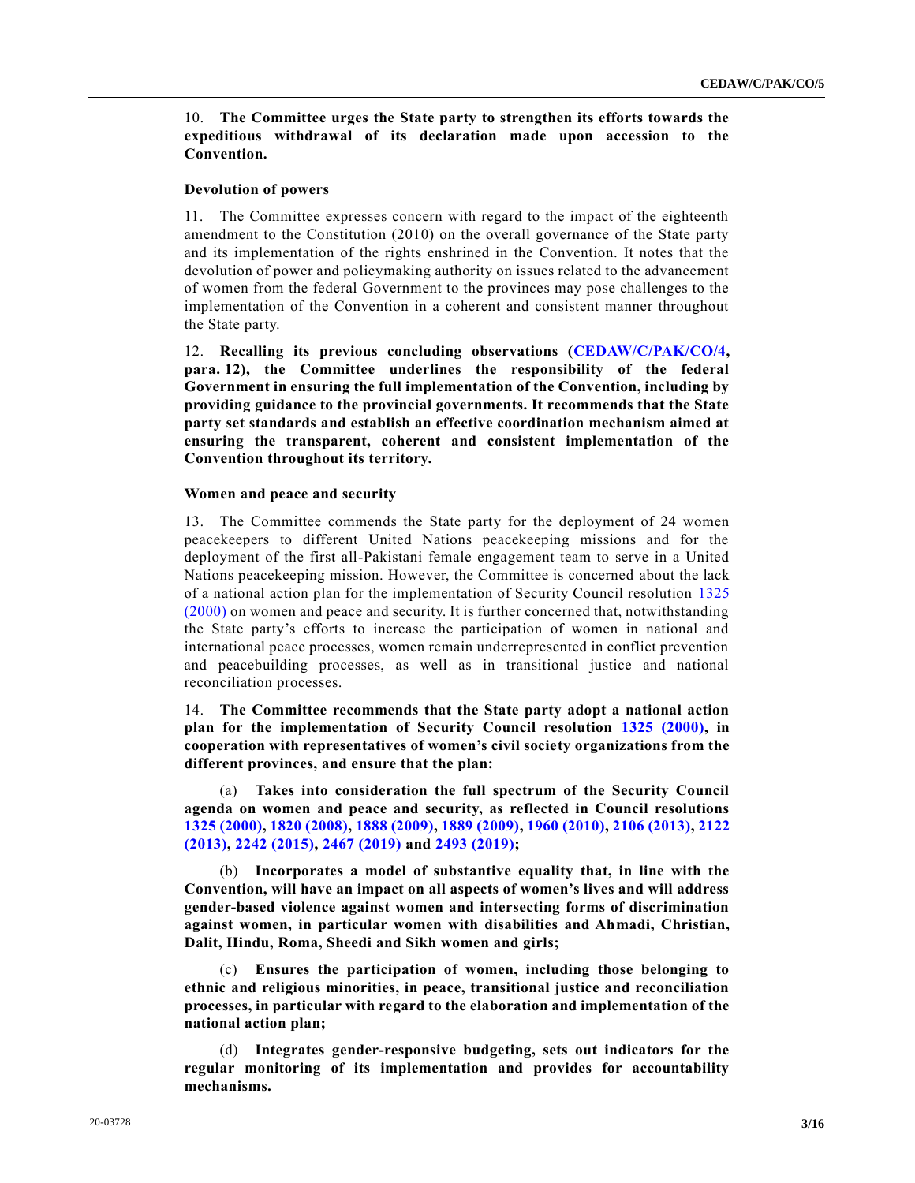10. **The Committee urges the State party to strengthen its efforts towards the expeditious withdrawal of its declaration made upon accession to the Convention.**

### Devolution of powers

11. The Committee expresses concern with regard to the impact of the eighteenth amendment to the Constitution (2010) on the overall governance of the State party and its implementation of the rights enshrined in the Convention. It notes that the devolution of power and policymaking authority on issues related to the advancement of women from the federal Government to the provinces may pose challenges to the implementation of the Convention in a coherent and consistent manner throughout the State party.

12. **Recalling its previous concluding observations (CEDAW/C/PAK/CO/4, para. 12), the Committee underlines the responsibility of the federal Government in ensuring the full implementation of the Convention, including by providing guidance to the provincial governments. It recommends that the State party set standards and establish an effective coordination mechanism aimed at ensuring the transparent, coherent and consistent implementation of the Convention throughout its territory.**

### Women and peace and security

13. The Committee commends the State party for the deployment of 24 women peacekeepers to different United Nations peacekeeping missions and for the deployment of the first all-Pakistani female engagement team to serve in a United Nations peacekeeping mission. However, the Committee is concerned about the lack of a national action plan for the implementation of Security Council resolution 1325 (2000) on women and peace and security. It is further concerned that, notwithstanding the State party's efforts to increase the participation of women in national and international peace processes, women remain underrepresented in conflict prevention and peacebuilding processes, as well as in transitional justice and national reconciliation processes.

14. **The Committee recommends that the State party adopt a national action plan for the implementation of Security Council resolution 1325 (2000), in cooperation with representatives of women's civil society organizations from the different provinces, and ensure that the plan:**

(a) **Takes into consideration the full spectrum of the Security Council agenda on women and peace and security, as reflected in Council resolutions 1325 (2000), 1820 (2008), 1888 (2009), 1889 (2009), 1960 (2010), 2106 (2013), 2122 (2013), 2242 (2015), 2467 (2019) and 2493 (2019);**

(b) **Incorporates a model of substantive equality that, in line with the Convention, will have an impact on all aspects of women's lives and will address gender-based violence against women and intersecting forms of discrimination against women, in particular women with disabilities and Ahmadi, Christian, Dalit, Hindu, Roma, Sheedi and Sikh women and girls;**

(c) **Ensures the participation of women, including those belonging to ethnic and religious minorities, in peace, transitional justice and reconciliation processes, in particular with regard to the elaboration and implementation of the national action plan;**

(d) **Integrates gender-responsive budgeting, sets out indicators for the regular monitoring of its implementation and provides for accountability mechanisms.**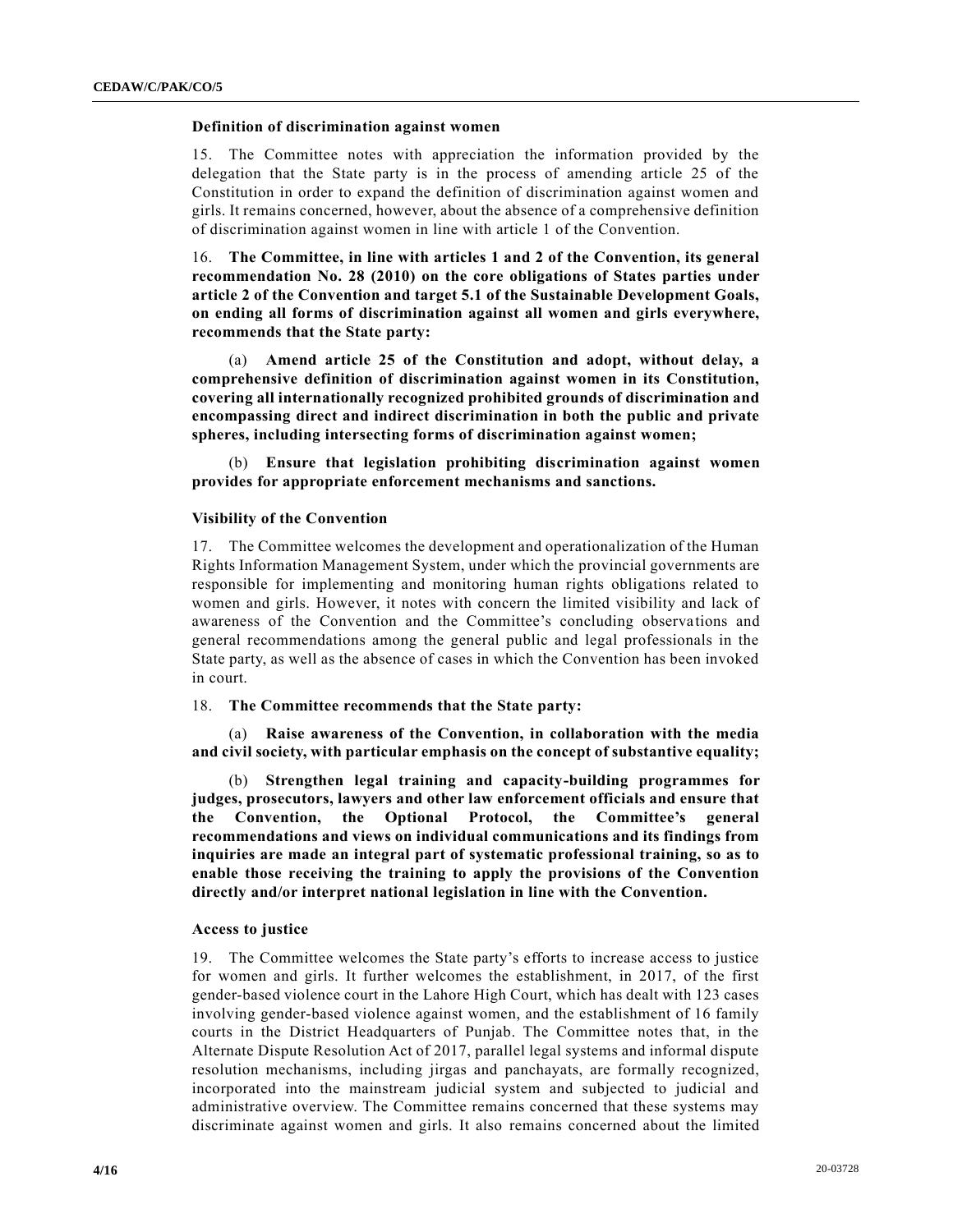### Definition of discrimination against women

15. The Committee notes with appreciation the information provided by the delegation that the State party is in the process of amending article 25 of the Constitution in order to expand the definition of discrimination against women and girls. It remains concerned, however, about the absence of a comprehensive definition of discrimination against women in line with article 1 of the Convention.

16. **The Committee, in line with articles 1 and 2 of the Convention, its general recommendation No. 28 (2010) on the core obligations of States parties under article 2 of the Convention and target 5.1 of the Sustainable Development Goals, on ending all forms of discrimination against all women and girls everywhere, recommends that the State party:**

(a) **Amend article 25 of the Constitution and adopt, without delay, a comprehensive definition of discrimination against women in its Constitution, covering all internationally recognized prohibited grounds of discrimination and encompassing direct and indirect discrimination in both the public and private spheres, including intersecting forms of discrimination against women;**

(b) **Ensure that legislation prohibiting discrimination against women provides for appropriate enforcement mechanisms and sanctions.**

### Visibility of the Convention

17. The Committee welcomes the development and operationalization of the Human Rights Information Management System, under which the provincial governments are responsible for implementing and monitoring human rights obligations related to women and girls. However, it notes with concern the limited visibility and lack of awareness of the Convention and the Committee's concluding observations and general recommendations among the general public and legal professionals in the State party, as well as the absence of cases in which the Convention has been invoked in court.

18. **The Committee recommends that the State party:**

(a) **Raise awareness of the Convention, in collaboration with the media and civil society, with particular emphasis on the concept of substantive equality;**

(b) **Strengthen legal training and capacity-building programmes for judges, prosecutors, lawyers and other law enforcement officials and ensure that the Convention, the Optional Protocol, the Committee's general recommendations and views on individual communications and its findings from inquiries are made an integral part of systematic professional training, so as to enable those receiving the training to apply the provisions of the Convention directly and/or interpret national legislation in line with the Convention.**

### Access to justice

19. The Committee welcomes the State party's efforts to increase access to justice for women and girls. It further welcomes the establishment, in 2017, of the first gender-based violence court in the Lahore High Court, which has dealt with 123 cases involving gender-based violence against women, and the establishment of 16 family courts in the District Headquarters of Punjab. The Committee notes that, in the Alternate Dispute Resolution Act of 2017, parallel legal systems and informal dispute resolution mechanisms, including jirgas and panchayats, are formally recognized, incorporated into the mainstream judicial system and subjected to judicial and administrative overview. The Committee remains concerned that these systems may discriminate against women and girls. It also remains concerned about the limited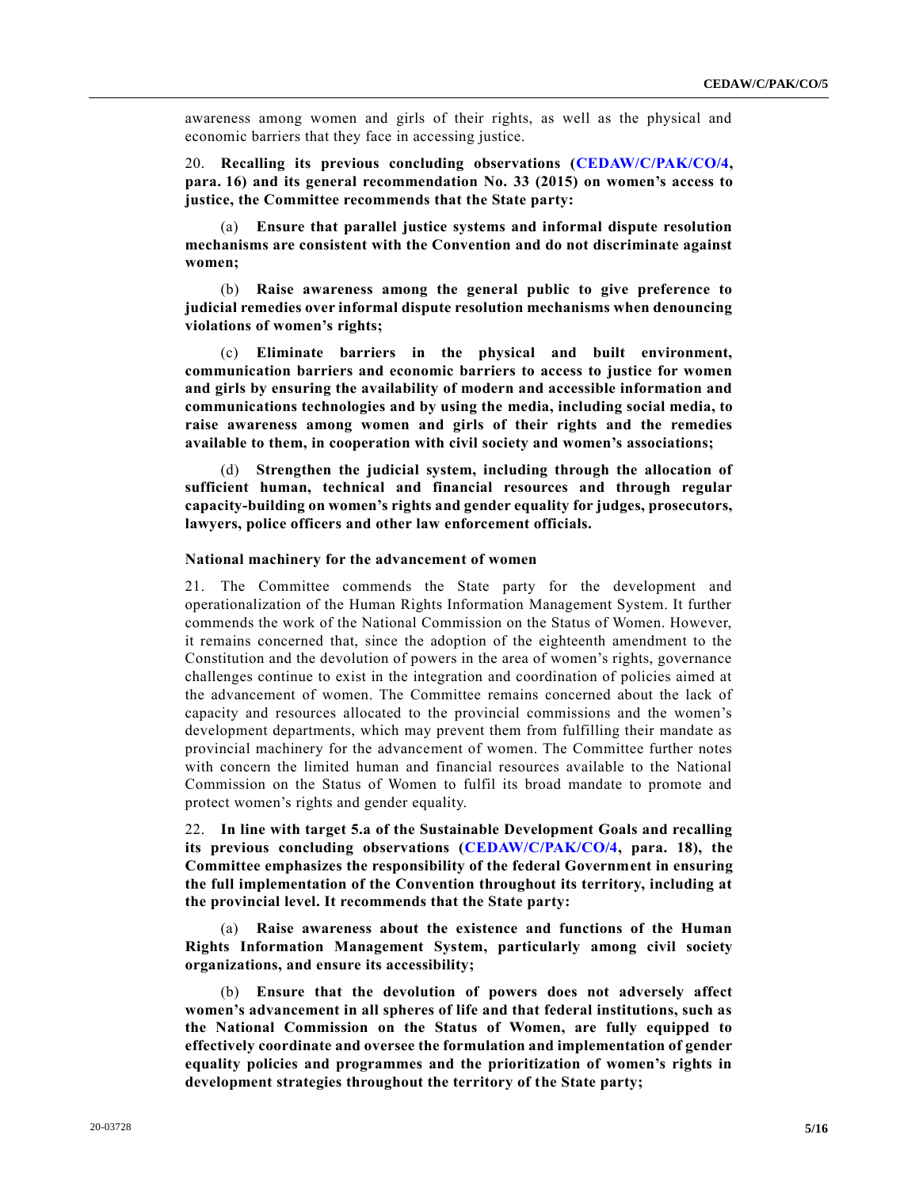awareness among women and girls of their rights, as well as the physical and economic barriers that they face in accessing justice.

20. **Recalling its previous concluding observations (CEDAW/C/PAK/CO/4, para. 16) and its general recommendation No. 33 (2015) on women's access to justice, the Committee recommends that the State party:**

(a) **Ensure that parallel justice systems and informal dispute resolution mechanisms are consistent with the Convention and do not discriminate against women;**

(b) **Raise awareness among the general public to give preference to judicial remedies over informal dispute resolution mechanisms when denouncing violations of women's rights;**

(c) **Eliminate barriers in the physical and built environment, communication barriers and economic barriers to access to justice for women and girls by ensuring the availability of modern and accessible information and communications technologies and by using the media, including social media, to raise awareness among women and girls of their rights and the remedies available to them, in cooperation with civil society and women's associations;**

(d) **Strengthen the judicial system, including through the allocation of sufficient human, technical and financial resources and through regular capacity-building on women's rights and gender equality for judges, prosecutors, lawyers, police officers and other law enforcement officials.**

### National machinery for the advancement of women

21. The Committee commends the State party for the development and operationalization of the Human Rights Information Management System. It further commends the work of the National Commission on the Status of Women. However, it remains concerned that, since the adoption of the eighteenth amendment to the Constitution and the devolution of powers in the area of women's rights, governance challenges continue to exist in the integration and coordination of policies aimed at the advancement of women. The Committee remains concerned about the lack of capacity and resources allocated to the provincial commissions and the women's development departments, which may prevent them from fulfilling their mandate as provincial machinery for the advancement of women. The Committee further notes with concern the limited human and financial resources available to the National Commission on the Status of Women to fulfil its broad mandate to promote and protect women's rights and gender equality.

22. **In line with target 5.a of the Sustainable Development Goals and recalling its previous concluding observations (CEDAW/C/PAK/CO/4, para. 18), the Committee emphasizes the responsibility of the federal Government in ensuring the full implementation of the Convention throughout its territory, including at the provincial level. It recommends that the State party:**

(a) **Raise awareness about the existence and functions of the Human Rights Information Management System, particularly among civil society organizations, and ensure its accessibility;**

(b) **Ensure that the devolution of powers does not adversely affect women's advancement in all spheres of life and that federal institutions, such as the National Commission on the Status of Women, are fully equipped to effectively coordinate and oversee the formulation and implementation of gender equality policies and programmes and the prioritization of women's rights in development strategies throughout the territory of the State party;**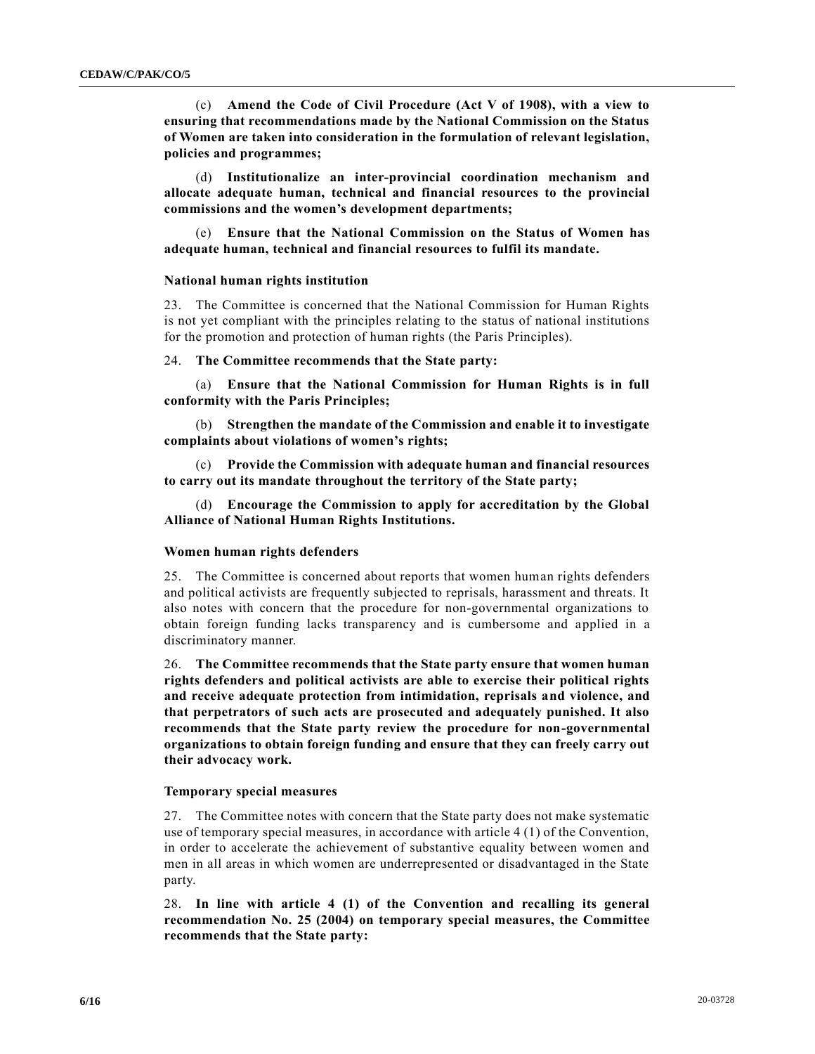(c) **Amend the Code of Civil Procedure (Act V of 1908), with a view to ensuring that recommendations made by the National Commission on the Status of Women are taken into consideration in the formulation of relevant legislation, policies and programmes;**

(d) **Institutionalize an inter-provincial coordination mechanism and allocate adequate human, technical and financial resources to the provincial commissions and the women's development departments;**

(e) **Ensure that the National Commission on the Status of Women has adequate human, technical and financial resources to fulfil its mandate.**

### National human rights institution

23. The Committee is concerned that the National Commission for Human Rights is not yet compliant with the principles relating to the status of national institutions for the promotion and protection of human rights (the Paris Principles).

24. **The Committee recommends that the State party:**

(a) **Ensure that the National Commission for Human Rights is in full conformity with the Paris Principles;**

(b) **Strengthen the mandate of the Commission and enable it to investigate complaints about violations of women's rights;**

(c) **Provide the Commission with adequate human and financial resources to carry out its mandate throughout the territory of the State party;**

(d) **Encourage the Commission to apply for accreditation by the Global Alliance of National Human Rights Institutions.**

### Women human rights defenders

25. The Committee is concerned about reports that women human rights defenders and political activists are frequently subjected to reprisals, harassment and threats. It also notes with concern that the procedure for non-governmental organizations to obtain foreign funding lacks transparency and is cumbersome and applied in a discriminatory manner.

26. **The Committee recommends that the State party ensure that women human rights defenders and political activists are able to exercise their political rights and receive adequate protection from intimidation, reprisals and violence, and that perpetrators of such acts are prosecuted and adequately punished. It also recommends that the State party review the procedure for non-governmental organizations to obtain foreign funding and ensure that they can freely carry out their advocacy work.**

### Temporary special measures

27. The Committee notes with concern that the State party does not make systematic use of temporary special measures, in accordance with article 4 (1) of the Convention, in order to accelerate the achievement of substantive equality between women and men in all areas in which women are underrepresented or disadvantaged in the State party.

28. **In line with article 4 (1) of the Convention and recalling its general recommendation No. 25 (2004) on temporary special measures, the Committee recommends that the State party:**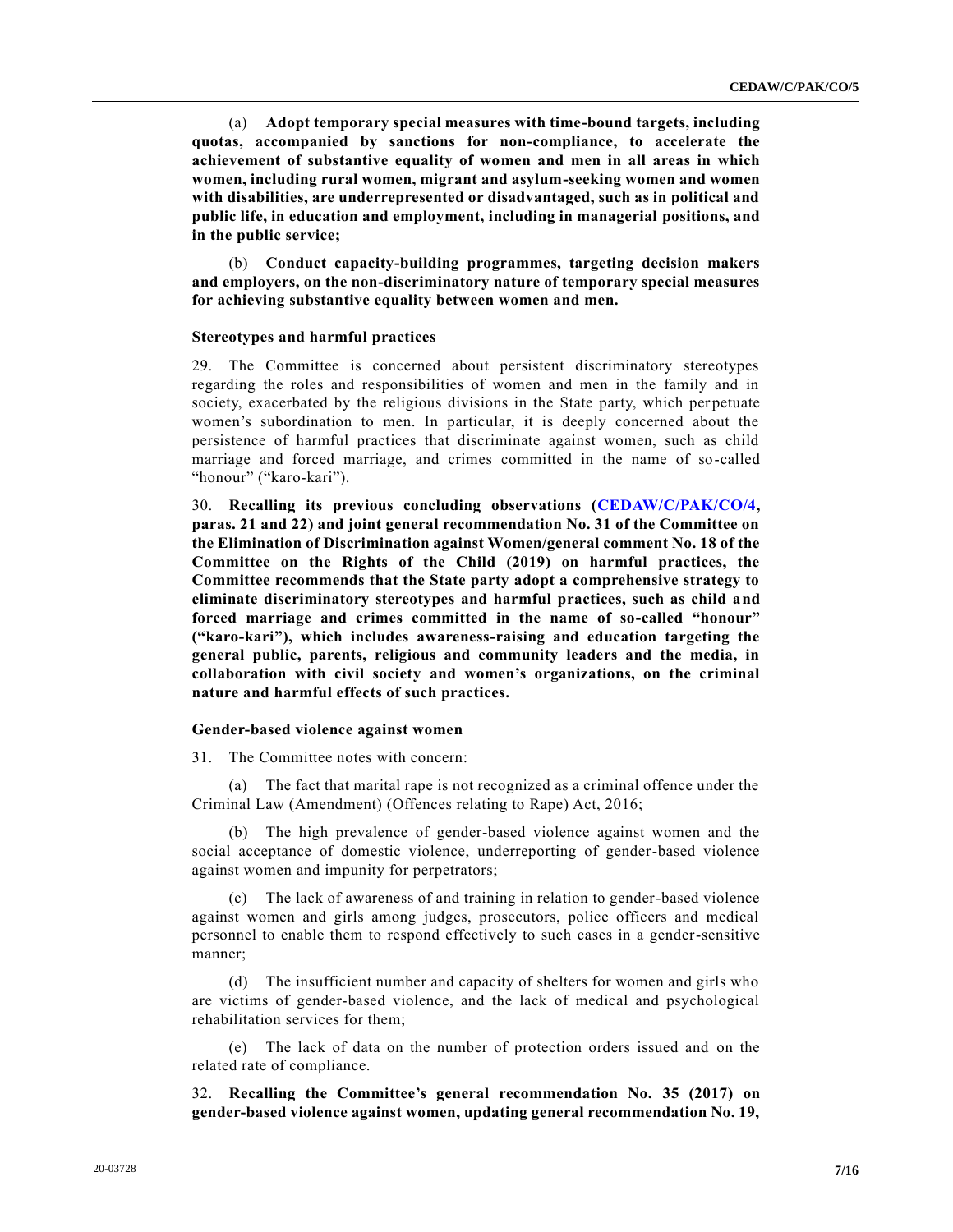(a) **Adopt temporary special measures with time-bound targets, including quotas, accompanied by sanctions for non-compliance, to accelerate the achievement of substantive equality of women and men in all areas in which women, including rural women, migrant and asylum-seeking women and women with disabilities, are underrepresented or disadvantaged, such as in political and public life, in education and employment, including in managerial positions, and in the public service;**

(b) **Conduct capacity-building programmes, targeting decision makers and employers, on the non-discriminatory nature of temporary special measures for achieving substantive equality between women and men.**

### Stereotypes and harmful practices

29. The Committee is concerned about persistent discriminatory stereotypes regarding the roles and responsibilities of women and men in the family and in society, exacerbated by the religious divisions in the State party, which perpetuate women's subordination to men. In particular, it is deeply concerned about the persistence of harmful practices that discriminate against women, such as child marriage and forced marriage, and crimes committed in the name of so-called "honour" ("karo-kari").

30. **Recalling its previous concluding observations (CEDAW/C/PAK/CO/4, paras. 21 and 22) and joint general recommendation No. 31 of the Committee on the Elimination of Discrimination against Women/general comment No. 18 of the Committee on the Rights of the Child (2019) on harmful practices, the Committee recommends that the State party adopt a comprehensive strategy to eliminate discriminatory stereotypes and harmful practices, such as child and forced marriage and crimes committed in the name of so-called "honour" ("karo-kari"), which includes awareness-raising and education targeting the general public, parents, religious and community leaders and the media, in collaboration with civil society and women's organizations, on the criminal nature and harmful effects of such practices.**

### Gender-based violence against women

31. The Committee notes with concern:

(a) The fact that marital rape is not recognized as a criminal offence under the Criminal Law (Amendment) (Offences relating to Rape) Act, 2016;

(b) The high prevalence of gender-based violence against women and the social acceptance of domestic violence, underreporting of gender-based violence against women and impunity for perpetrators;

(c) The lack of awareness of and training in relation to gender-based violence against women and girls among judges, prosecutors, police officers and medical personnel to enable them to respond effectively to such cases in a gender-sensitive manner;

(d) The insufficient number and capacity of shelters for women and girls who are victims of gender-based violence, and the lack of medical and psychological rehabilitation services for them;

(e) The lack of data on the number of protection orders issued and on the related rate of compliance.

32. **Recalling the Committee's general recommendation No. 35 (2017) on gender-based violence against women, updating general recommendation No. 19,**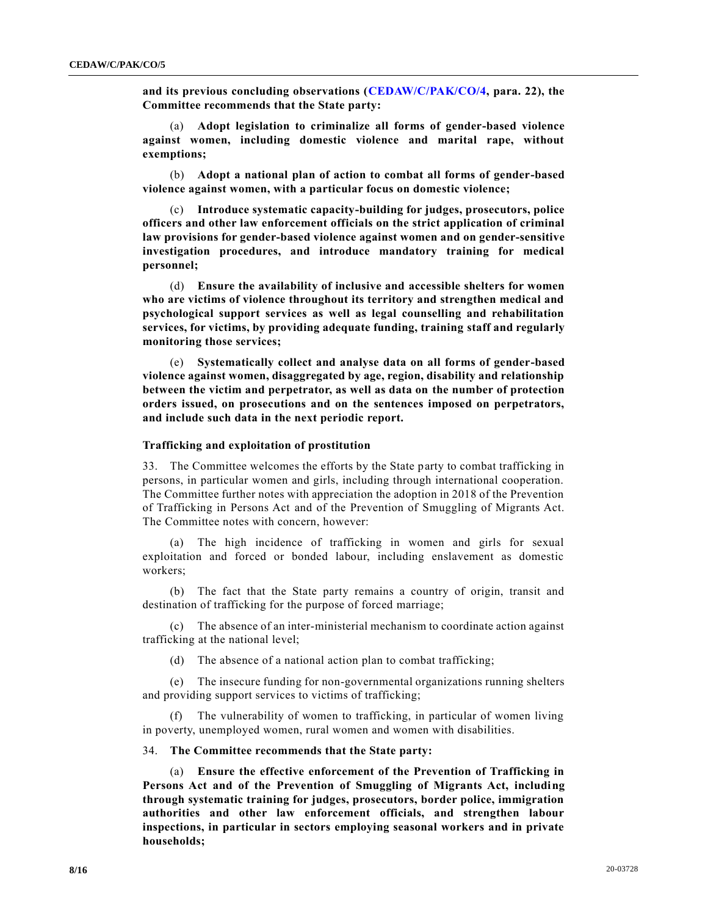**and its previous concluding observations (CEDAW/C/PAK/CO/4, para. 22), the Committee recommends that the State party:**

(a) **Adopt legislation to criminalize all forms of gender-based violence against women, including domestic violence and marital rape, without exemptions;**

(b) **Adopt a national plan of action to combat all forms of gender-based violence against women, with a particular focus on domestic violence;**

(c) **Introduce systematic capacity-building for judges, prosecutors, police officers and other law enforcement officials on the strict application of criminal law provisions for gender-based violence against women and on gender-sensitive investigation procedures, and introduce mandatory training for medical personnel;**

(d) **Ensure the availability of inclusive and accessible shelters for women who are victims of violence throughout its territory and strengthen medical and psychological support services as well as legal counselling and rehabilitation services, for victims, by providing adequate funding, training staff and regularly monitoring those services;**

(e) **Systematically collect and analyse data on all forms of gender-based violence against women, disaggregated by age, region, disability and relationship between the victim and perpetrator, as well as data on the number of protection orders issued, on prosecutions and on the sentences imposed on perpetrators, and include such data in the next periodic report.**

### Trafficking and exploitation of prostitution

33. The Committee welcomes the efforts by the State party to combat trafficking in persons, in particular women and girls, including through international cooperation. The Committee further notes with appreciation the adoption in 2018 of the Prevention of Trafficking in Persons Act and of the Prevention of Smuggling of Migrants Act. The Committee notes with concern, however:

(a) The high incidence of trafficking in women and girls for sexual exploitation and forced or bonded labour, including enslavement as domestic workers;

(b) The fact that the State party remains a country of origin, transit and destination of trafficking for the purpose of forced marriage;

(c) The absence of an inter-ministerial mechanism to coordinate action against trafficking at the national level;

(d) The absence of a national action plan to combat trafficking;

(e) The insecure funding for non-governmental organizations running shelters and providing support services to victims of trafficking;

(f) The vulnerability of women to trafficking, in particular of women living in poverty, unemployed women, rural women and women with disabilities.

34. **The Committee recommends that the State party:**

(a) **Ensure the effective enforcement of the Prevention of Trafficking in Persons Act and of the Prevention of Smuggling of Migrants Act, including through systematic training for judges, prosecutors, border police, immigration authorities and other law enforcement officials, and strengthen labour inspections, in particular in sectors employing seasonal workers and in private households;**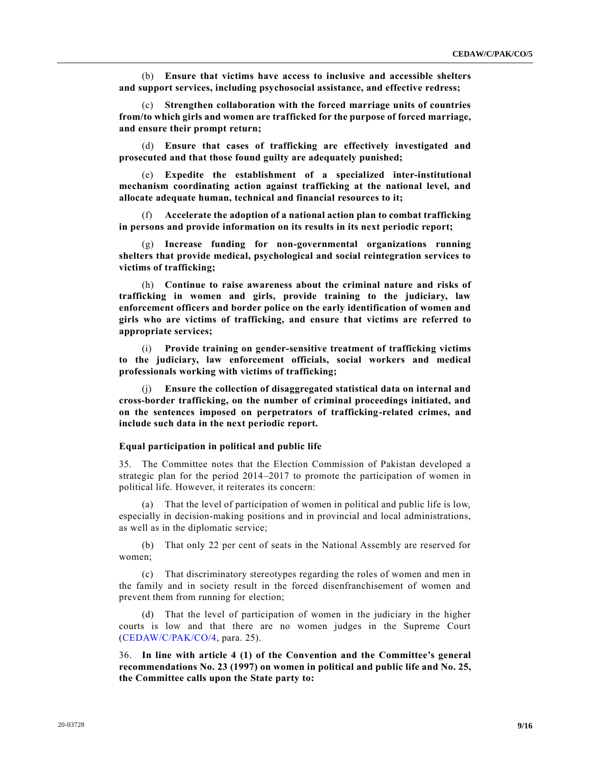(b) **Ensure that victims have access to inclusive and accessible shelters and support services, including psychosocial assistance, and effective redress;**

(c) **Strengthen collaboration with the forced marriage units of countries from/to which girls and women are trafficked for the purpose of forced marriage, and ensure their prompt return;**

(d) **Ensure that cases of trafficking are effectively investigated and prosecuted and that those found guilty are adequately punished;**

(e) **Expedite the establishment of a specialized inter-institutional mechanism coordinating action against trafficking at the national level, and allocate adequate human, technical and financial resources to it;**

(f) **Accelerate the adoption of a national action plan to combat trafficking in persons and provide information on its results in its next periodic report;**

(g) **Increase funding for non-governmental organizations running shelters that provide medical, psychological and social reintegration services to victims of trafficking;**

(h) **Continue to raise awareness about the criminal nature and risks of trafficking in women and girls, provide training to the judiciary, law enforcement officers and border police on the early identification of women and girls who are victims of trafficking, and ensure that victims are referred to appropriate services;**

(i) **Provide training on gender-sensitive treatment of trafficking victims to the judiciary, law enforcement officials, social workers and medical professionals working with victims of trafficking;**

(j) **Ensure the collection of disaggregated statistical data on internal and cross-border trafficking, on the number of criminal proceedings initiated, and on the sentences imposed on perpetrators of trafficking-related crimes, and include such data in the next periodic report.**

### Equal participation in political and public life

35. The Committee notes that the Election Commission of Pakistan developed a strategic plan for the period 2014–2017 to promote the participation of women in political life. However, it reiterates its concern:

(a) That the level of participation of women in political and public life is low, especially in decision-making positions and in provincial and local administrations, as well as in the diplomatic service;

(b) That only 22 per cent of seats in the National Assembly are reserved for women;

(c) That discriminatory stereotypes regarding the roles of women and men in the family and in society result in the forced disenfranchisement of women and prevent them from running for election;

(d) That the level of participation of women in the judiciary in the higher courts is low and that there are no women judges in the Supreme Court (CEDAW/C/PAK/CO/4, para. 25).

36. **In line with article 4 (1) of the Convention and the Committee's general recommendations No. 23 (1997) on women in political and public life and No. 25, the Committee calls upon the State party to:**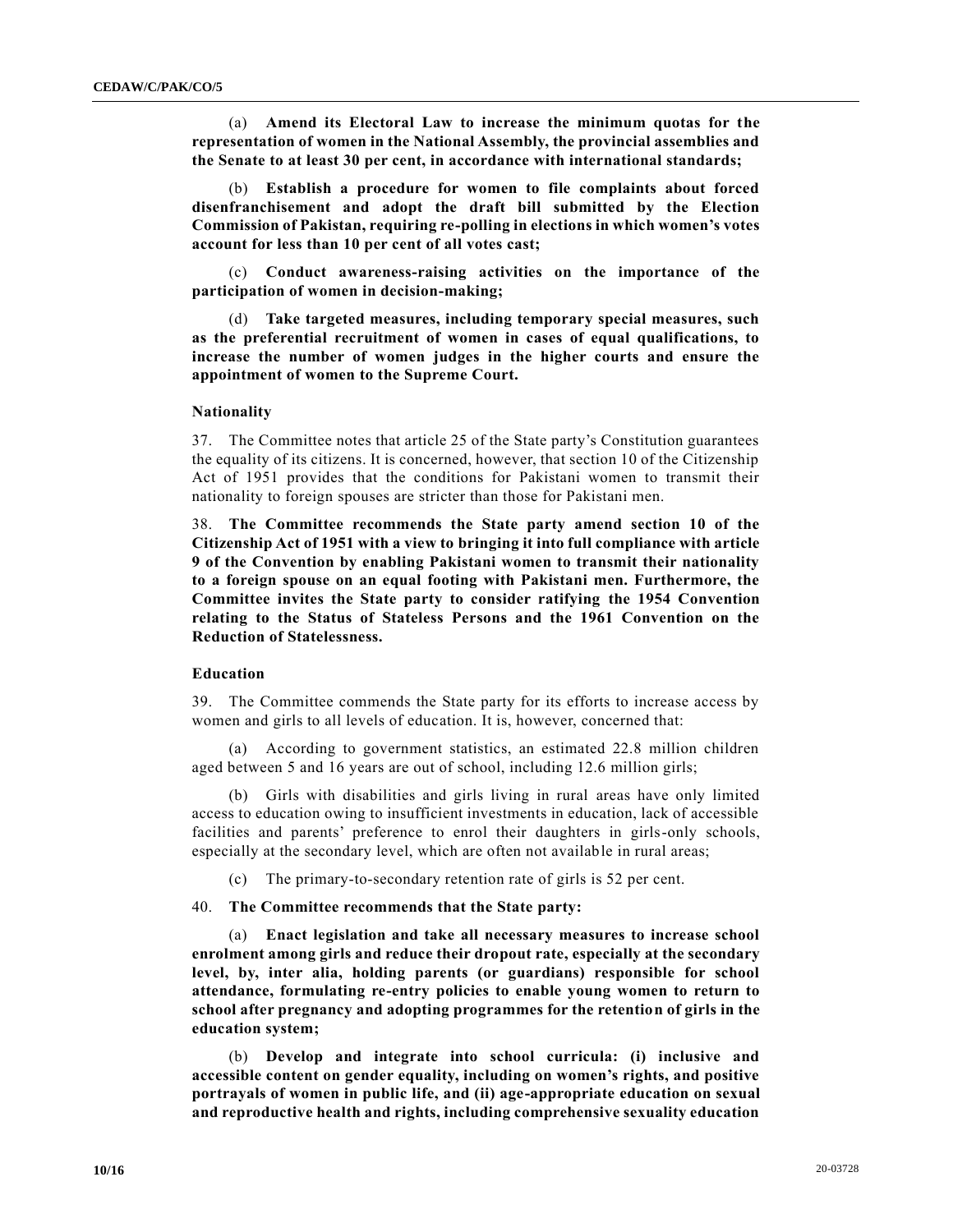(a) **Amend its Electoral Law to increase the minimum quotas for the representation of women in the National Assembly, the provincial assemblies and the Senate to at least 30 per cent, in accordance with international standards;**

(b) **Establish a procedure for women to file complaints about forced disenfranchisement and adopt the draft bill submitted by the Election Commission of Pakistan, requiring re-polling in elections in which women's votes account for less than 10 per cent of all votes cast;**

(c) **Conduct awareness-raising activities on the importance of the participation of women in decision-making;**

(d) **Take targeted measures, including temporary special measures, such as the preferential recruitment of women in cases of equal qualifications, to increase the number of women judges in the higher courts and ensure the appointment of women to the Supreme Court.**

### Nationality

37. The Committee notes that article 25 of the State party's Constitution guarantees the equality of its citizens. It is concerned, however, that section 10 of the Citizenship Act of 1951 provides that the conditions for Pakistani women to transmit their nationality to foreign spouses are stricter than those for Pakistani men.

38. **The Committee recommends the State party amend section 10 of the Citizenship Act of 1951 with a view to bringing it into full compliance with article 9 of the Convention by enabling Pakistani women to transmit their nationality to a foreign spouse on an equal footing with Pakistani men. Furthermore, the Committee invites the State party to consider ratifying the 1954 Convention relating to the Status of Stateless Persons and the 1961 Convention on the Reduction of Statelessness.**

### Education

39. The Committee commends the State party for its efforts to increase access by women and girls to all levels of education. It is, however, concerned that:

(a) According to government statistics, an estimated 22.8 million children aged between 5 and 16 years are out of school, including 12.6 million girls;

(b) Girls with disabilities and girls living in rural areas have only limited access to education owing to insufficient investments in education, lack of accessible facilities and parents' preference to enrol their daughters in girls-only schools, especially at the secondary level, which are often not available in rural areas;

(c) The primary-to-secondary retention rate of girls is 52 per cent.

40. **The Committee recommends that the State party:**

(a) **Enact legislation and take all necessary measures to increase school enrolment among girls and reduce their dropout rate, especially at the secondary level, by, inter alia, holding parents (or guardians) responsible for school attendance, formulating re-entry policies to enable young women to return to school after pregnancy and adopting programmes for the retention of girls in the education system;**

(b) **Develop and integrate into school curricula: (i) inclusive and accessible content on gender equality, including on women's rights, and positive portrayals of women in public life, and (ii) age-appropriate education on sexual and reproductive health and rights, including comprehensive sexuality education**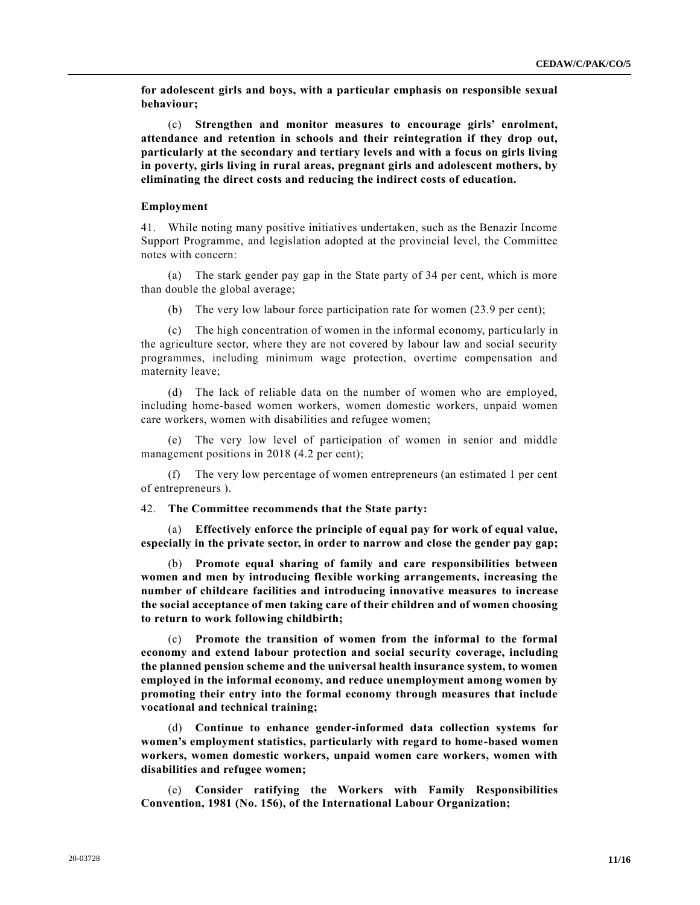**for adolescent girls and boys, with a particular emphasis on responsible sexual behaviour;**

(c) **Strengthen and monitor measures to encourage girls' enrolment, attendance and retention in schools and their reintegration if they drop out, particularly at the secondary and tertiary levels and with a focus on girls living in poverty, girls living in rural areas, pregnant girls and adolescent mothers, by eliminating the direct costs and reducing the indirect costs of education.**

**Employment**

41. While noting many positive initiatives undertaken, such as the Benazir Income Support Programme, and legislation adopted at the provincial level, the Committee notes with concern:

(a) The stark gender pay gap in the State party of 34 per cent, which is more than double the global average;

(b) The very low labour force participation rate for women (23.9 per cent);

(c) The high concentration of women in the informal economy, particularly in the agriculture sector, where they are not covered by labour law and social security programmes, including minimum wage protection, overtime compensation and maternity leave;

(d) The lack of reliable data on the number of women who are employed, including home-based women workers, women domestic workers, unpaid women care workers, women with disabilities and refugee women;

(e) The very low level of participation of women in senior and middle management positions in 2018 (4.2 per cent);

(f) The very low percentage of women entrepreneurs (an estimated 1 per cent of entrepreneurs ).

42. **The Committee recommends that the State party:**

(a) **Effectively enforce the principle of equal pay for work of equal value, especially in the private sector, in order to narrow and close the gender pay gap;**

(b) **Promote equal sharing of family and care responsibilities between women and men by introducing flexible working arrangements, increasing the number of childcare facilities and introducing innovative measures to increase the social acceptance of men taking care of their children and of women choosing to return to work following childbirth;**

(c) **Promote the transition of women from the informal to the formal economy and extend labour protection and social security coverage, including the planned pension scheme and the universal health insurance system, to women employed in the informal economy, and reduce unemployment among women by promoting their entry into the formal economy through measures that include vocational and technical training;**

(d) **Continue to enhance gender-informed data collection systems for women's employment statistics, particularly with regard to home-based women workers, women domestic workers, unpaid women care workers, women with disabilities and refugee women;**

(e) **Consider ratifying the Workers with Family Responsibilities Convention, 1981 (No. 156), of the International Labour Organization;**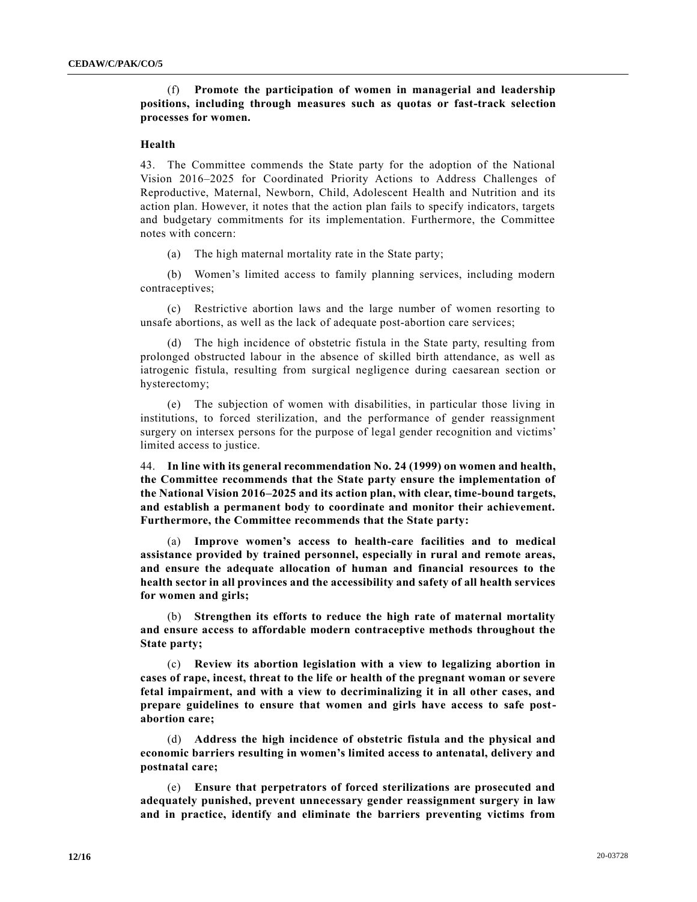(f) **Promote the participation of women in managerial and leadership positions, including through measures such as quotas or fast-track selection processes for women.**

### Health

43. The Committee commends the State party for the adoption of the National Vision 2016–2025 for Coordinated Priority Actions to Address Challenges of Reproductive, Maternal, Newborn, Child, Adolescent Health and Nutrition and its action plan. However, it notes that the action plan fails to specify indicators, targets and budgetary commitments for its implementation. Furthermore, the Committee notes with concern:

(a) The high maternal mortality rate in the State party;

(b) Women's limited access to family planning services, including modern contraceptives;

(c) Restrictive abortion laws and the large number of women resorting to unsafe abortions, as well as the lack of adequate post-abortion care services;

(d) The high incidence of obstetric fistula in the State party, resulting from prolonged obstructed labour in the absence of skilled birth attendance, as well as iatrogenic fistula, resulting from surgical negligence during caesarean section or hysterectomy;

(e) The subjection of women with disabilities, in particular those living in institutions, to forced sterilization, and the performance of gender reassignment surgery on intersex persons for the purpose of legal gender recognition and victims' limited access to justice.

44. **In line with its general recommendation No. 24 (1999) on women and health, the Committee recommends that the State party ensure the implementation of the National Vision 2016–2025 and its action plan, with clear, time-bound targets, and establish a permanent body to coordinate and monitor their achievement. Furthermore, the Committee recommends that the State party:**

(a) **Improve women's access to health-care facilities and to medical assistance provided by trained personnel, especially in rural and remote areas, and ensure the adequate allocation of human and financial resources to the health sector in all provinces and the accessibility and safety of all health services for women and girls;**

(b) **Strengthen its efforts to reduce the high rate of maternal mortality and ensure access to affordable modern contraceptive methods throughout the State party;**

(c) **Review its abortion legislation with a view to legalizing abortion in cases of rape, incest, threat to the life or health of the pregnant woman or severe fetal impairment, and with a view to decriminalizing it in all other cases, and prepare guidelines to ensure that women and girls have access to safe post-abortion care;**

(d) **Address the high incidence of obstetric fistula and the physical and economic barriers resulting in women's limited access to antenatal, delivery and postnatal care;**

(e) **Ensure that perpetrators of forced sterilizations are prosecuted and adequately punished, prevent unnecessary gender reassignment surgery in law and in practice, identify and eliminate the barriers preventing victims from**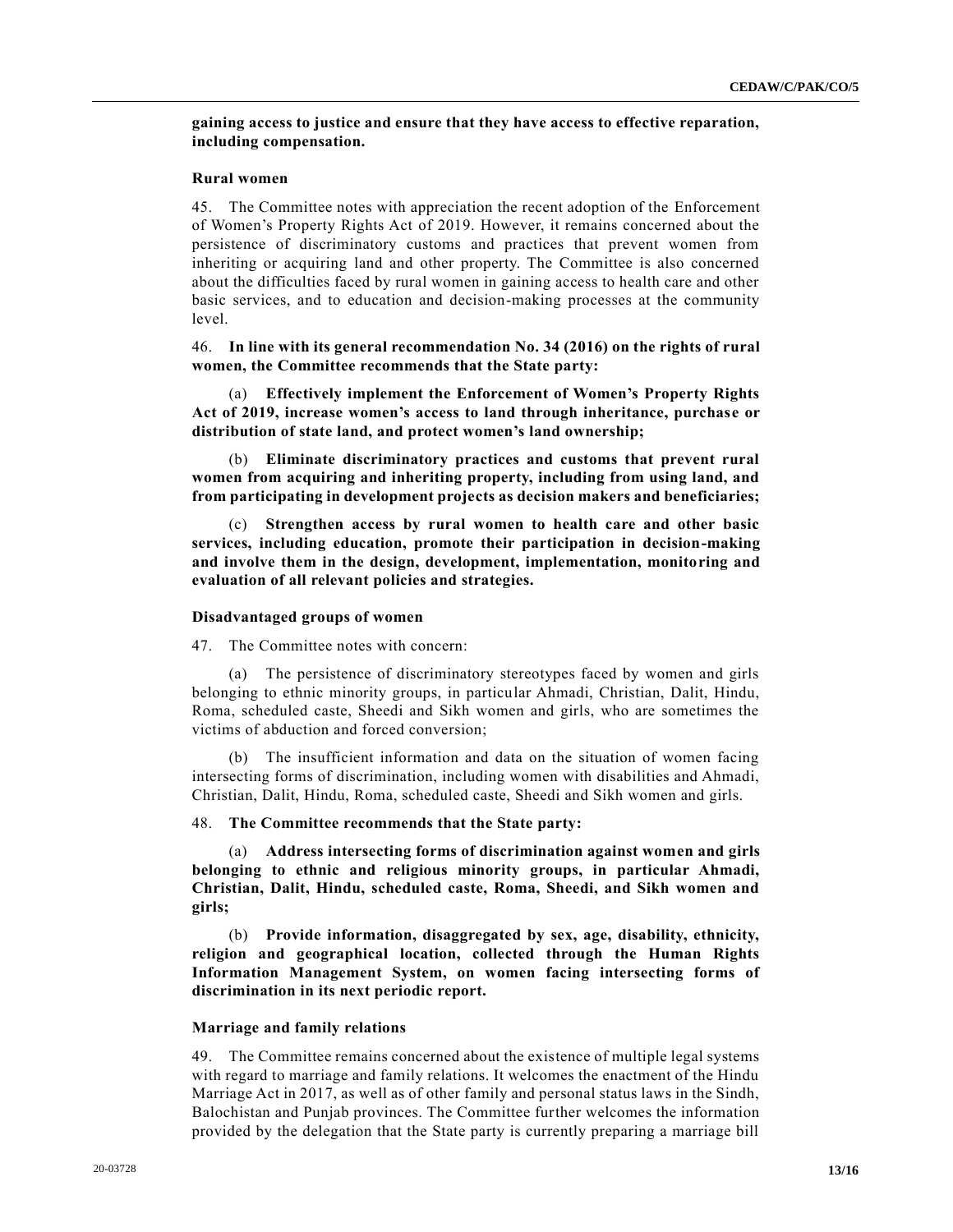**gaining access to justice and ensure that they have access to effective reparation, including compensation.**

### Rural women

45. The Committee notes with appreciation the recent adoption of the Enforcement of Women's Property Rights Act of 2019. However, it remains concerned about the persistence of discriminatory customs and practices that prevent women from inheriting or acquiring land and other property. The Committee is also concerned about the difficulties faced by rural women in gaining access to health care and other basic services, and to education and decision-making processes at the community level.

46. **In line with its general recommendation No. 34 (2016) on the rights of rural women, the Committee recommends that the State party:**

(a) **Effectively implement the Enforcement of Women's Property Rights Act of 2019, increase women's access to land through inheritance, purchase or distribution of state land, and protect women's land ownership;**

(b) **Eliminate discriminatory practices and customs that prevent rural women from acquiring and inheriting property, including from using land, and from participating in development projects as decision makers and beneficiaries;**

(c) **Strengthen access by rural women to health care and other basic services, including education, promote their participation in decision-making and involve them in the design, development, implementation, monitoring and evaluation of all relevant policies and strategies.**

### Disadvantaged groups of women

47. The Committee notes with concern:

(a) The persistence of discriminatory stereotypes faced by women and girls belonging to ethnic minority groups, in particular Ahmadi, Christian, Dalit, Hindu, Roma, scheduled caste, Sheedi and Sikh women and girls, who are sometimes the victims of abduction and forced conversion;

(b) The insufficient information and data on the situation of women facing intersecting forms of discrimination, including women with disabilities and Ahmadi, Christian, Dalit, Hindu, Roma, scheduled caste, Sheedi and Sikh women and girls.

48. **The Committee recommends that the State party:**

(a) **Address intersecting forms of discrimination against women and girls belonging to ethnic and religious minority groups, in particular Ahmadi, Christian, Dalit, Hindu, scheduled caste, Roma, Sheedi, and Sikh women and girls;**

(b) **Provide information, disaggregated by sex, age, disability, ethnicity, religion and geographical location, collected through the Human Rights Information Management System, on women facing intersecting forms of discrimination in its next periodic report.**

### Marriage and family relations

49. The Committee remains concerned about the existence of multiple legal systems with regard to marriage and family relations. It welcomes the enactment of the Hindu Marriage Act in 2017, as well as of other family and personal status laws in the Sindh, Balochistan and Punjab provinces. The Committee further welcomes the information provided by the delegation that the State party is currently preparing a marriage bill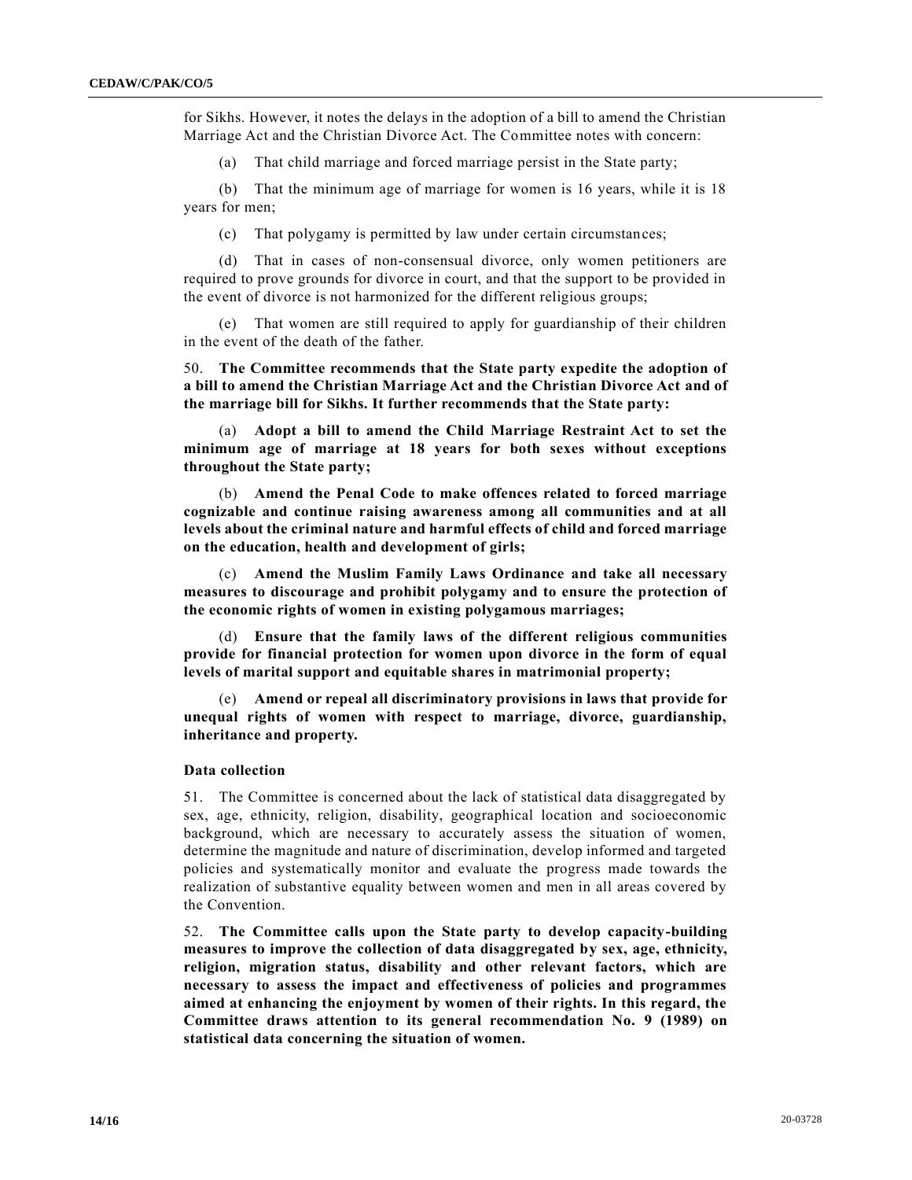for Sikhs. However, it notes the delays in the adoption of a bill to amend the Christian Marriage Act and the Christian Divorce Act. The Committee notes with concern:

(a) That child marriage and forced marriage persist in the State party;

(b) That the minimum age of marriage for women is 16 years, while it is 18 years for men;

(c) That polygamy is permitted by law under certain circumstances;

(d) That in cases of non-consensual divorce, only women petitioners are required to prove grounds for divorce in court, and that the support to be provided in the event of divorce is not harmonized for the different religious groups;

(e) That women are still required to apply for guardianship of their children in the event of the death of the father.

50. **The Committee recommends that the State party expedite the adoption of a bill to amend the Christian Marriage Act and the Christian Divorce Act and of the marriage bill for Sikhs. It further recommends that the State party:**

(a) **Adopt a bill to amend the Child Marriage Restraint Act to set the minimum age of marriage at 18 years for both sexes without exceptions throughout the State party;**

(b) **Amend the Penal Code to make offences related to forced marriage cognizable and continue raising awareness among all communities and at all levels about the criminal nature and harmful effects of child and forced marriage on the education, health and development of girls;**

(c) **Amend the Muslim Family Laws Ordinance and take all necessary measures to discourage and prohibit polygamy and to ensure the protection of the economic rights of women in existing polygamous marriages;**

(d) **Ensure that the family laws of the different religious communities provide for financial protection for women upon divorce in the form of equal levels of marital support and equitable shares in matrimonial property;**

(e) **Amend or repeal all discriminatory provisions in laws that provide for unequal rights of women with respect to marriage, divorce, guardianship, inheritance and property.**

### Data collection

51. The Committee is concerned about the lack of statistical data disaggregated by sex, age, ethnicity, religion, disability, geographical location and socioeconomic background, which are necessary to accurately assess the situation of women, determine the magnitude and nature of discrimination, develop informed and targeted policies and systematically monitor and evaluate the progress made towards the realization of substantive equality between women and men in all areas covered by the Convention.

52. **The Committee calls upon the State party to develop capacity-building measures to improve the collection of data disaggregated by sex, age, ethnicity, religion, migration status, disability and other relevant factors, which are necessary to assess the impact and effectiveness of policies and programmes aimed at enhancing the enjoyment by women of their rights. In this regard, the Committee draws attention to its general recommendation No. 9 (1989) on statistical data concerning the situation of women.**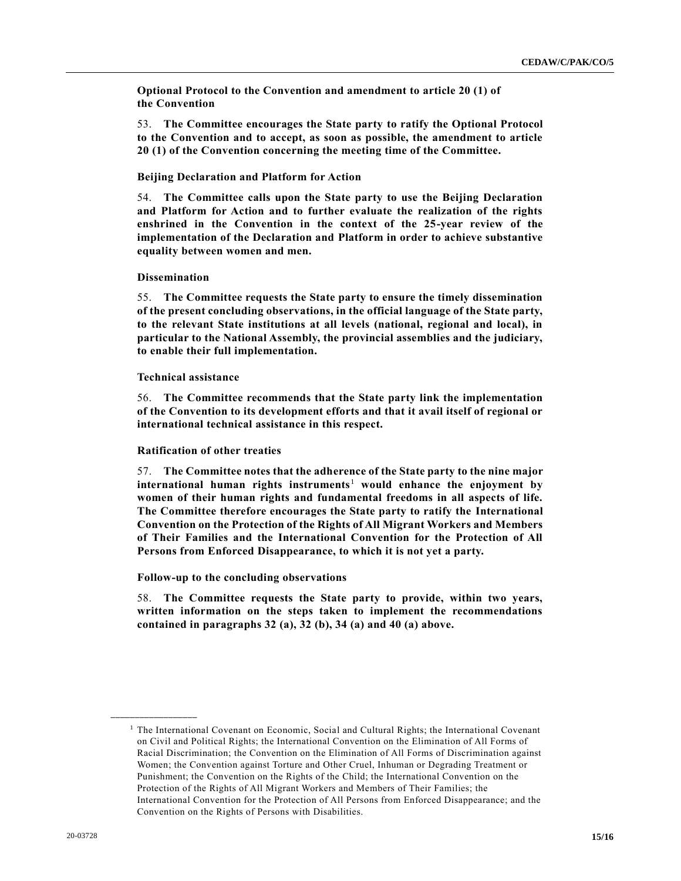### Optional Protocol to the Convention and amendment to article 20 (1) of the Convention

53. **The Committee encourages the State party to ratify the Optional Protocol to the Convention and to accept, as soon as possible, the amendment to article 20 (1) of the Convention concerning the meeting time of the Committee.**

### Beijing Declaration and Platform for Action

54. **The Committee calls upon the State party to use the Beijing Declaration and Platform for Action and to further evaluate the realization of the rights enshrined in the Convention in the context of the 25-year review of the implementation of the Declaration and Platform in order to achieve substantive equality between women and men.**

### Dissemination

55. **The Committee requests the State party to ensure the timely dissemination of the present concluding observations, in the official language of the State party, to the relevant State institutions at all levels (national, regional and local), in particular to the National Assembly, the provincial assemblies and the judiciary, to enable their full implementation.**

### Technical assistance

56. **The Committee recommends that the State party link the implementation of the Convention to its development efforts and that it avail itself of regional or international technical assistance in this respect.**

### Ratification of other treaties

57. **The Committee notes that the adherence of the State party to the nine major international human rights instruments[1] would enhance the enjoyment by women of their human rights and fundamental freedoms in all aspects of life. The Committee therefore encourages the State party to ratify the International Convention on the Protection of the Rights of All Migrant Workers and Members of Their Families and the International Convention for the Protection of All Persons from Enforced Disappearance, to which it is not yet a party.**

### Follow-up to the concluding observations

58. **The Committee requests the State party to provide, within two years, written information on the steps taken to implement the recommendations contained in paragraphs 32 (a), 32 (b), 34 (a) and 40 (a) above.**

---

[1] The International Covenant on Economic, Social and Cultural Rights; the International Covenant on Civil and Political Rights; the International Convention on the Elimination of All Forms of Racial Discrimination; the Convention on the Elimination of All Forms of Discrimination against Women; the Convention against Torture and Other Cruel, Inhuman or Degrading Treatment or Punishment; the Convention on the Rights of the Child; the International Convention on the Protection of the Rights of All Migrant Workers and Members of Their Families; the International Convention for the Protection of All Persons from Enforced Disappearance; and the Convention on the Rights of Persons with Disabilities.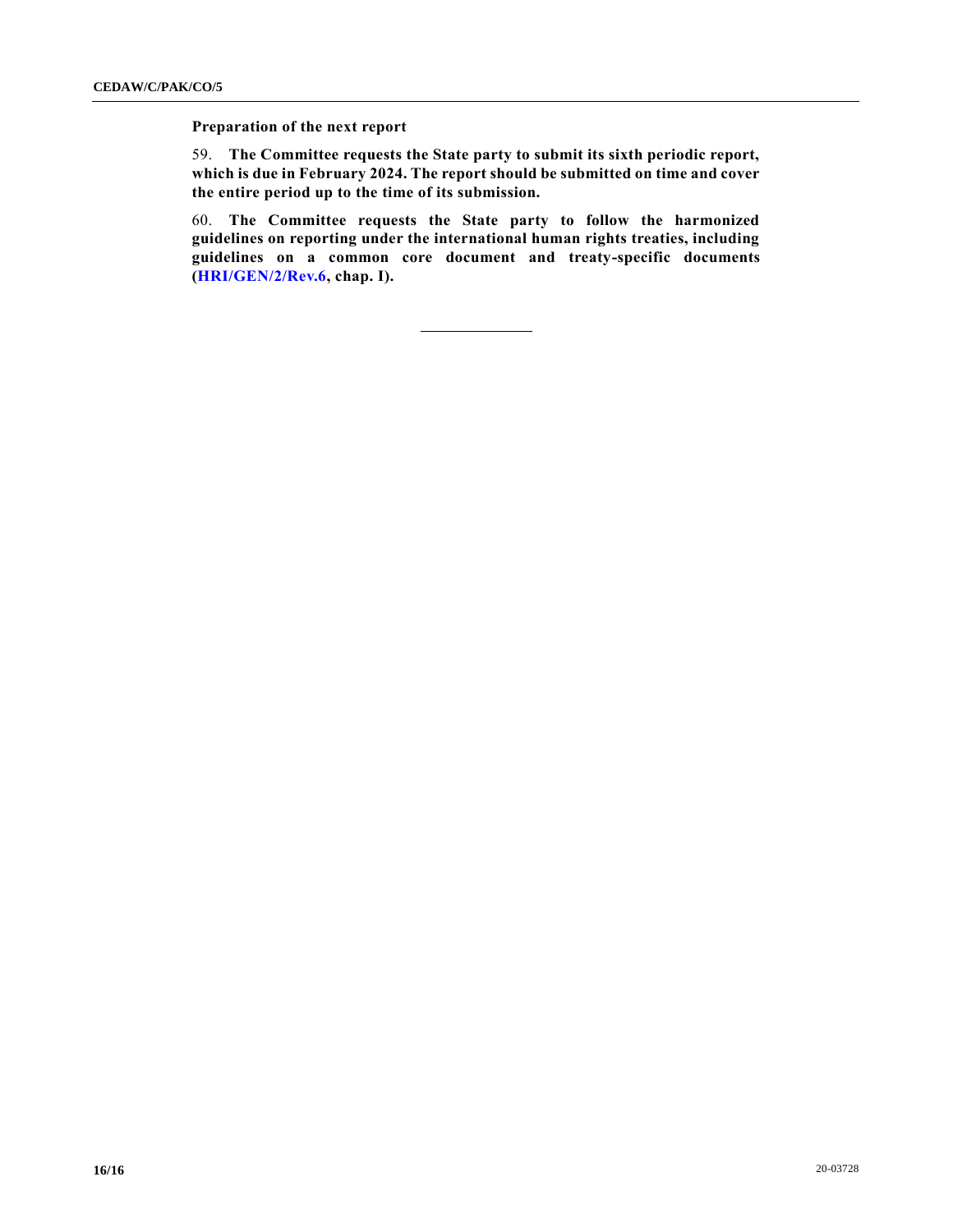**Preparation of the next report**

59. **The Committee requests the State party to submit its sixth periodic report, which is due in February 2024. The report should be submitted on time and cover the entire period up to the time of its submission.**

60. **The Committee requests the State party to follow the harmonized guidelines on reporting under the international human rights treaties, including guidelines on a common core document and treaty-specific documents (HRI/GEN/2/Rev.6, chap. I).**